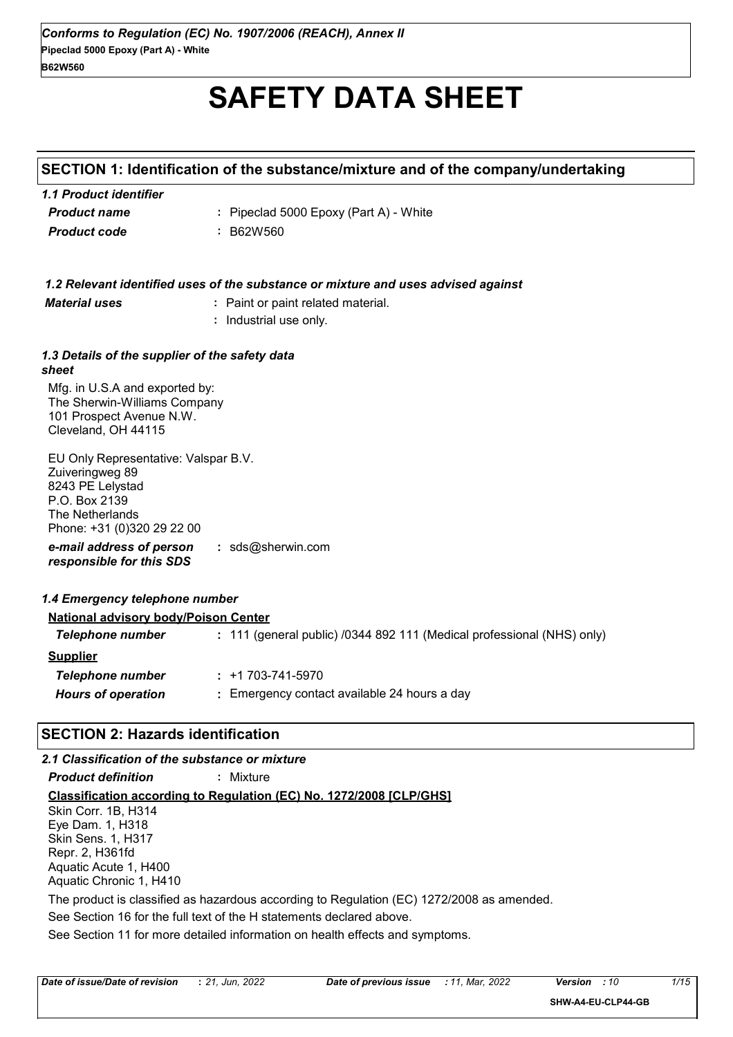# SAFETY DATA SHEET

## SECTION 1: Identification of the substance/mixture and of the company/undertaking

### *1.1 Product identifier*

| | |
|---|---|
| ***Product name*** | : Pipeclad 5000 Epoxy (Part A) - White |
| ***Product code*** | : B62W560 |

### *1.2 Relevant identified uses of the substance or mixture and uses advised against*

| | |
|---|---|
| ***Material uses*** | : Paint or paint related material. |
| | : Industrial use only. |

### *1.3 Details of the supplier of the safety data sheet*

Mfg. in U.S.A and exported by:
The Sherwin-Williams Company
101 Prospect Avenue N.W.
Cleveland, OH 44115

EU Only Representative: Valspar B.V.
Zuiveringweg 89
8243 PE Lelystad
P.O. Box 2139
The Netherlands
Phone: +31 (0)320 29 22 00

| | |
|---|---|
| ***e-mail address of person responsible for this SDS*** | : sds@sherwin.com |

### *1.4 Emergency telephone number*

**National advisory body/Poison Center**

| | |
|---|---|
| ***Telephone number*** | : 111 (general public) /0344 892 111 (Medical professional (NHS) only) |

**Supplier**

| | |
|---|---|
| ***Telephone number*** | : +1 703-741-5970 |
| ***Hours of operation*** | : Emergency contact available 24 hours a day |

## SECTION 2: Hazards identification

### *2.1 Classification of the substance or mixture*

***Product definition*** : Mixture

**Classification according to Regulation (EC) No. 1272/2008 [CLP/GHS]**

Skin Corr. 1B, H314
Eye Dam. 1, H318
Skin Sens. 1, H317
Repr. 2, H361fd
Aquatic Acute 1, H400
Aquatic Chronic 1, H410

The product is classified as hazardous according to Regulation (EC) 1272/2008 as amended.

See Section 16 for the full text of the H statements declared above.

See Section 11 for more detailed information on health effects and symptoms.

| | | | | |
|---|---|---|---|---|
| *Date of issue/Date of revision* : *21, Jun, 2022* | *Date of previous issue* : *11, Mar, 2022* | *Version* : *10* | | SHW-A4-EU-CLP44-GB |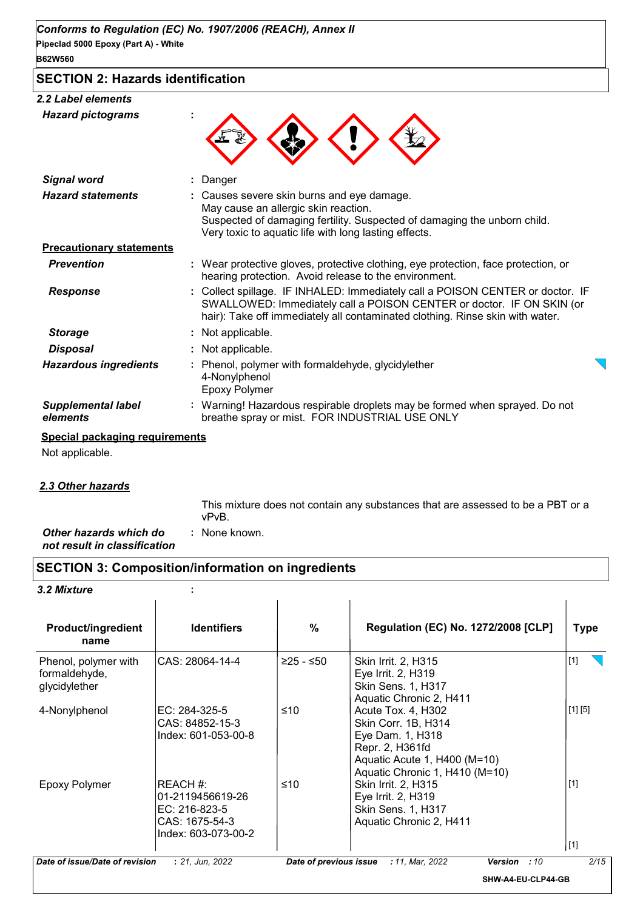## SECTION 2: Hazards identification

### 2.2 Label elements

**Hazard pictograms** :

**Signal word** : Danger

**Hazard statements** : Causes severe skin burns and eye damage.
May cause an allergic skin reaction.
Suspected of damaging fertility. Suspected of damaging the unborn child.
Very toxic to aquatic life with long lasting effects.

**Precautionary statements**

**Prevention** : Wear protective gloves, protective clothing, eye protection, face protection, or hearing protection. Avoid release to the environment.

**Response** : Collect spillage. IF INHALED: Immediately call a POISON CENTER or doctor. IF SWALLOWED: Immediately call a POISON CENTER or doctor. IF ON SKIN (or hair): Take off immediately all contaminated clothing. Rinse skin with water.

**Storage** : Not applicable.

**Disposal** : Not applicable.

**Hazardous ingredients** : Phenol, polymer with formaldehyde, glycidylether
4-Nonylphenol
Epoxy Polymer

**Supplemental label elements** : Warning! Hazardous respirable droplets may be formed when sprayed. Do not breathe spray or mist. FOR INDUSTRIAL USE ONLY

**Special packaging requirements**

Not applicable.

### 2.3 Other hazards

This mixture does not contain any substances that are assessed to be a PBT or a vPvB.

**Other hazards which do not result in classification** : None known.

## SECTION 3: Composition/information on ingredients

### 3.2 Mixture :

| Product/ingredient name | Identifiers | % | Regulation (EC) No. 1272/2008 [CLP] | Type |
|---|---|---|---|---|
| Phenol, polymer with formaldehyde, glycidylether | CAS: 28064-14-4 | ≥25 - ≤50 | Skin Irrit. 2, H315<br>Eye Irrit. 2, H319<br>Skin Sens. 1, H317<br>Aquatic Chronic 2, H411 | [1] |
| 4-Nonylphenol | EC: 284-325-5<br>CAS: 84852-15-3<br>Index: 601-053-00-8 | ≤10 | Acute Tox. 4, H302<br>Skin Corr. 1B, H314<br>Eye Dam. 1, H318<br>Repr. 2, H361fd<br>Aquatic Acute 1, H400 (M=10)<br>Aquatic Chronic 1, H410 (M=10) | [1] [5] |
| Epoxy Polymer | REACH #: 01-2119456619-26<br>EC: 216-823-5<br>CAS: 1675-54-3<br>Index: 603-073-00-2 | ≤10 | Skin Irrit. 2, H315<br>Eye Irrit. 2, H319<br>Skin Sens. 1, H317<br>Aquatic Chronic 2, H411 | [1] |
| | | | | [1] |

**Date of issue/Date of revision** : 21, Jun, 2022 **Date of previous issue** : 11, Mar, 2022 **Version** : 10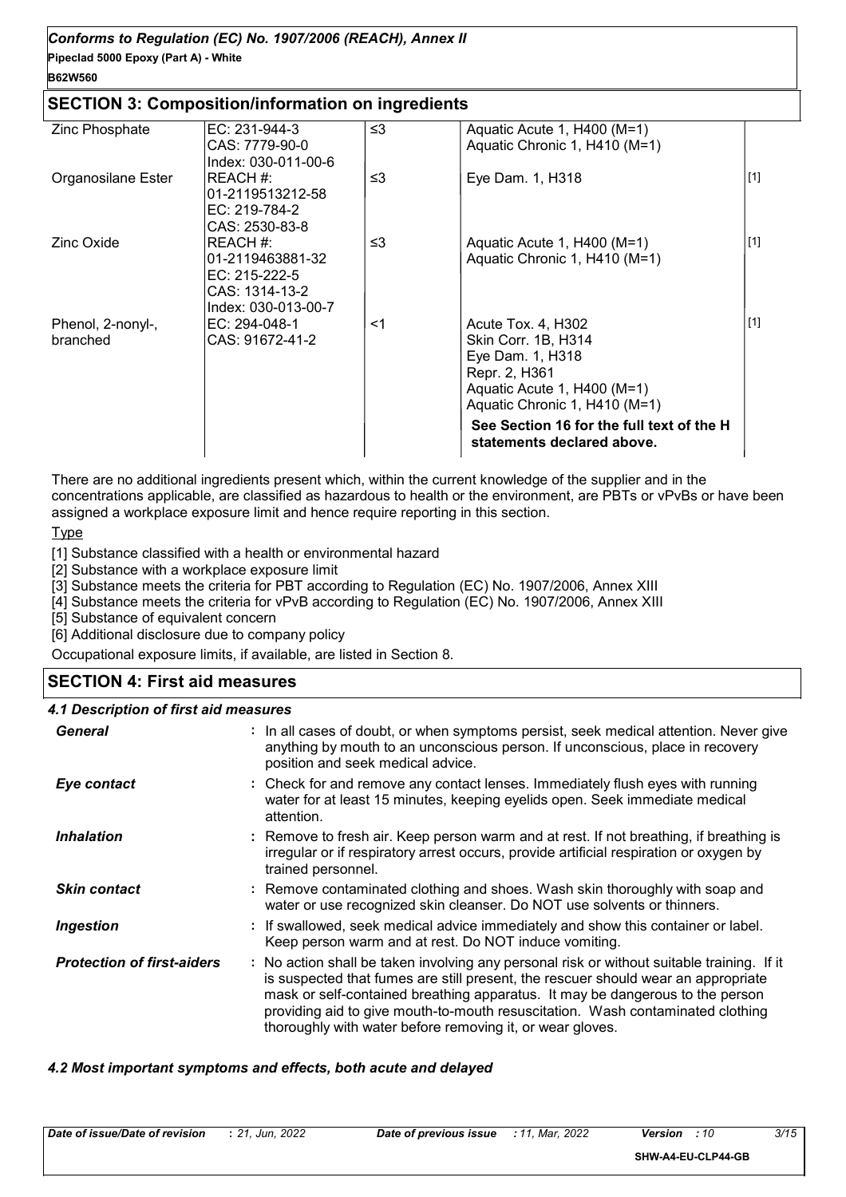## SECTION 3: Composition/information on ingredients

| | | | | |
|---|---|---|---|---|
| Zinc Phosphate | EC: 231-944-3<br>CAS: 7779-90-0<br>Index: 030-011-00-6 | ≤3 | Aquatic Acute 1, H400 (M=1)<br>Aquatic Chronic 1, H410 (M=1) | |
| Organosilane Ester | REACH #: 01-2119513212-58<br>EC: 219-784-2<br>CAS: 2530-83-8 | ≤3 | Eye Dam. 1, H318 | [1] |
| Zinc Oxide | REACH #: 01-2119463881-32<br>EC: 215-222-5<br>CAS: 1314-13-2<br>Index: 030-013-00-7 | ≤3 | Aquatic Acute 1, H400 (M=1)<br>Aquatic Chronic 1, H410 (M=1) | [1] |
| Phenol, 2-nonyl-, branched | EC: 294-048-1<br>CAS: 91672-41-2 | <1 | Acute Tox. 4, H302<br>Skin Corr. 1B, H314<br>Eye Dam. 1, H318<br>Repr. 2, H361<br>Aquatic Acute 1, H400 (M=1)<br>Aquatic Chronic 1, H410 (M=1)<br>**See Section 16 for the full text of the H statements declared above.** | [1] |

There are no additional ingredients present which, within the current knowledge of the supplier and in the concentrations applicable, are classified as hazardous to health or the environment, are PBTs or vPvBs or have been assigned a workplace exposure limit and hence require reporting in this section.

Type

[1] Substance classified with a health or environmental hazard
[2] Substance with a workplace exposure limit
[3] Substance meets the criteria for PBT according to Regulation (EC) No. 1907/2006, Annex XIII
[4] Substance meets the criteria for vPvB according to Regulation (EC) No. 1907/2006, Annex XIII
[5] Substance of equivalent concern
[6] Additional disclosure due to company policy

Occupational exposure limits, if available, are listed in Section 8.

## SECTION 4: First aid measures

### 4.1 Description of first aid measures

**General** : In all cases of doubt, or when symptoms persist, seek medical attention. Never give anything by mouth to an unconscious person. If unconscious, place in recovery position and seek medical advice.

**Eye contact** : Check for and remove any contact lenses. Immediately flush eyes with running water for at least 15 minutes, keeping eyelids open. Seek immediate medical attention.

**Inhalation** : Remove to fresh air. Keep person warm and at rest. If not breathing, if breathing is irregular or if respiratory arrest occurs, provide artificial respiration or oxygen by trained personnel.

**Skin contact** : Remove contaminated clothing and shoes. Wash skin thoroughly with soap and water or use recognized skin cleanser. Do NOT use solvents or thinners.

**Ingestion** : If swallowed, seek medical advice immediately and show this container or label. Keep person warm and at rest. Do NOT induce vomiting.

**Protection of first-aiders** : No action shall be taken involving any personal risk or without suitable training. If it is suspected that fumes are still present, the rescuer should wear an appropriate mask or self-contained breathing apparatus. It may be dangerous to the person providing aid to give mouth-to-mouth resuscitation. Wash contaminated clothing thoroughly with water before removing it, or wear gloves.

### 4.2 Most important symptoms and effects, both acute and delayed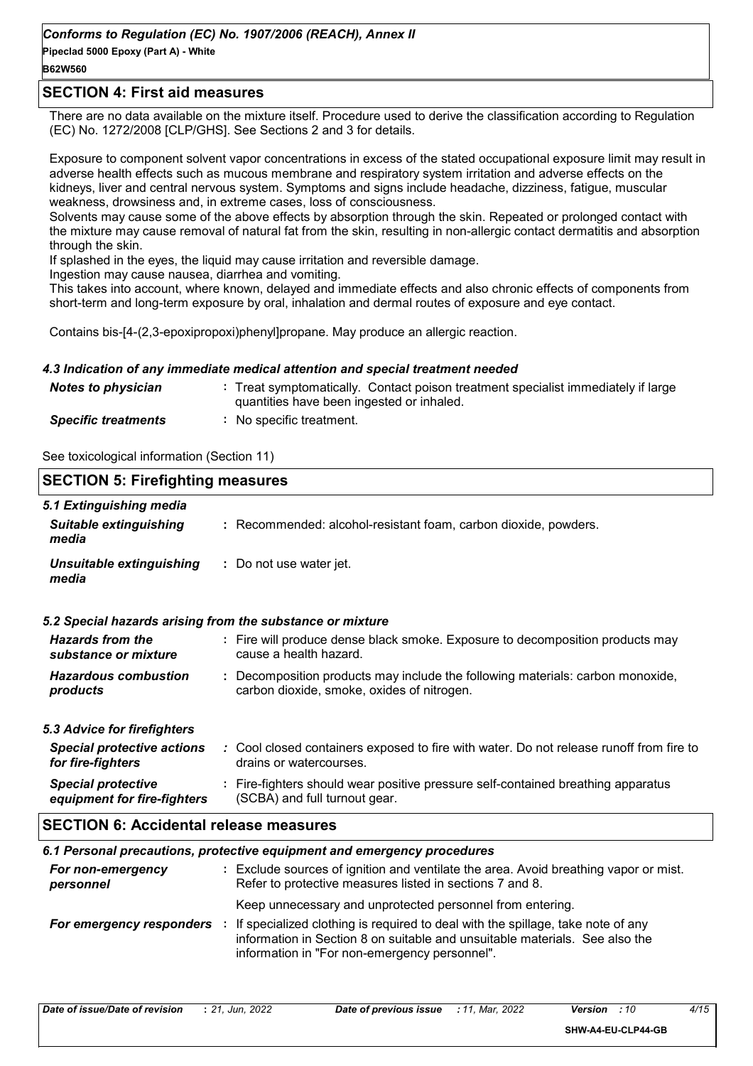## SECTION 4: First aid measures

There are no data available on the mixture itself. Procedure used to derive the classification according to Regulation (EC) No. 1272/2008 [CLP/GHS]. See Sections 2 and 3 for details.

Exposure to component solvent vapor concentrations in excess of the stated occupational exposure limit may result in adverse health effects such as mucous membrane and respiratory system irritation and adverse effects on the kidneys, liver and central nervous system. Symptoms and signs include headache, dizziness, fatigue, muscular weakness, drowsiness and, in extreme cases, loss of consciousness.
Solvents may cause some of the above effects by absorption through the skin. Repeated or prolonged contact with the mixture may cause removal of natural fat from the skin, resulting in non-allergic contact dermatitis and absorption through the skin.
If splashed in the eyes, the liquid may cause irritation and reversible damage.
Ingestion may cause nausea, diarrhea and vomiting.
This takes into account, where known, delayed and immediate effects and also chronic effects of components from short-term and long-term exposure by oral, inhalation and dermal routes of exposure and eye contact.

Contains bis-[4-(2,3-epoxipropoxi)phenyl]propane. May produce an allergic reaction.

### 4.3 Indication of any immediate medical attention and special treatment needed

| | |
|---|---|
| ***Notes to physician*** | : Treat symptomatically. Contact poison treatment specialist immediately if large quantities have been ingested or inhaled. |
| ***Specific treatments*** | : No specific treatment. |

See toxicological information (Section 11)

## SECTION 5: Firefighting measures

### 5.1 Extinguishing media

| | |
|---|---|
| ***Suitable extinguishing media*** | : Recommended: alcohol-resistant foam, carbon dioxide, powders. |
| ***Unsuitable extinguishing media*** | : Do not use water jet. |

### 5.2 Special hazards arising from the substance or mixture

| | |
|---|---|
| ***Hazards from the substance or mixture*** | : Fire will produce dense black smoke. Exposure to decomposition products may cause a health hazard. |
| ***Hazardous combustion products*** | : Decomposition products may include the following materials: carbon monoxide, carbon dioxide, smoke, oxides of nitrogen. |

### 5.3 Advice for firefighters

| | |
|---|---|
| ***Special protective actions for fire-fighters*** | : Cool closed containers exposed to fire with water. Do not release runoff from fire to drains or watercourses. |
| ***Special protective equipment for fire-fighters*** | : Fire-fighters should wear positive pressure self-contained breathing apparatus (SCBA) and full turnout gear. |

## SECTION 6: Accidental release measures

### 6.1 Personal precautions, protective equipment and emergency procedures

| | |
|---|---|
| ***For non-emergency personnel*** | : Exclude sources of ignition and ventilate the area. Avoid breathing vapor or mist. Refer to protective measures listed in sections 7 and 8. Keep unnecessary and unprotected personnel from entering. |
| ***For emergency responders*** | : If specialized clothing is required to deal with the spillage, take note of any information in Section 8 on suitable and unsuitable materials. See also the information in "For non-emergency personnel". |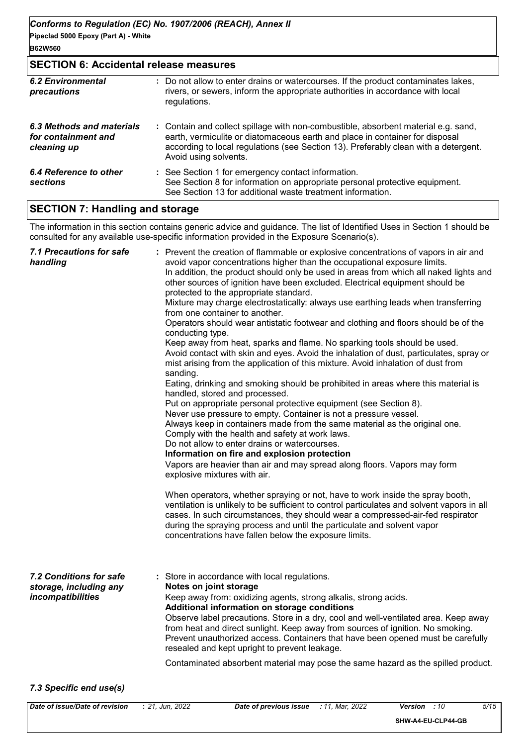## SECTION 6: Accidental release measures

| | |
|---|---|
| ***6.2 Environmental precautions*** | : Do not allow to enter drains or watercourses. If the product contaminates lakes, rivers, or sewers, inform the appropriate authorities in accordance with local regulations. |
| ***6.3 Methods and materials for containment and cleaning up*** | : Contain and collect spillage with non-combustible, absorbent material e.g. sand, earth, vermiculite or diatomaceous earth and place in container for disposal according to local regulations (see Section 13). Preferably clean with a detergent. Avoid using solvents. |
| ***6.4 Reference to other sections*** | : See Section 1 for emergency contact information. See Section 8 for information on appropriate personal protective equipment. See Section 13 for additional waste treatment information. |

## SECTION 7: Handling and storage

The information in this section contains generic advice and guidance. The list of Identified Uses in Section 1 should be consulted for any available use-specific information provided in the Exposure Scenario(s).

***7.1 Precautions for safe handling***

: Prevent the creation of flammable or explosive concentrations of vapors in air and avoid vapor concentrations higher than the occupational exposure limits.
In addition, the product should only be used in areas from which all naked lights and other sources of ignition have been excluded. Electrical equipment should be protected to the appropriate standard.
Mixture may charge electrostatically: always use earthing leads when transferring from one container to another.
Operators should wear antistatic footwear and clothing and floors should be of the conducting type.
Keep away from heat, sparks and flame. No sparking tools should be used.
Avoid contact with skin and eyes. Avoid the inhalation of dust, particulates, spray or mist arising from the application of this mixture. Avoid inhalation of dust from sanding.
Eating, drinking and smoking should be prohibited in areas where this material is handled, stored and processed.
Put on appropriate personal protective equipment (see Section 8).
Never use pressure to empty. Container is not a pressure vessel.
Always keep in containers made from the same material as the original one.
Comply with the health and safety at work laws.
Do not allow to enter drains or watercourses.

**Information on fire and explosion protection**

Vapors are heavier than air and may spread along floors. Vapors may form explosive mixtures with air.

When operators, whether spraying or not, have to work inside the spray booth, ventilation is unlikely to be sufficient to control particulates and solvent vapors in all cases. In such circumstances, they should wear a compressed-air-fed respirator during the spraying process and until the particulate and solvent vapor concentrations have fallen below the exposure limits.

***7.2 Conditions for safe storage, including any incompatibilities***

: Store in accordance with local regulations.

**Notes on joint storage**

Keep away from: oxidizing agents, strong alkalis, strong acids.

**Additional information on storage conditions**

Observe label precautions. Store in a dry, cool and well-ventilated area. Keep away from heat and direct sunlight. Keep away from sources of ignition. No smoking. Prevent unauthorized access. Containers that have been opened must be carefully resealed and kept upright to prevent leakage.

Contaminated absorbent material may pose the same hazard as the spilled product.

***7.3 Specific end use(s)***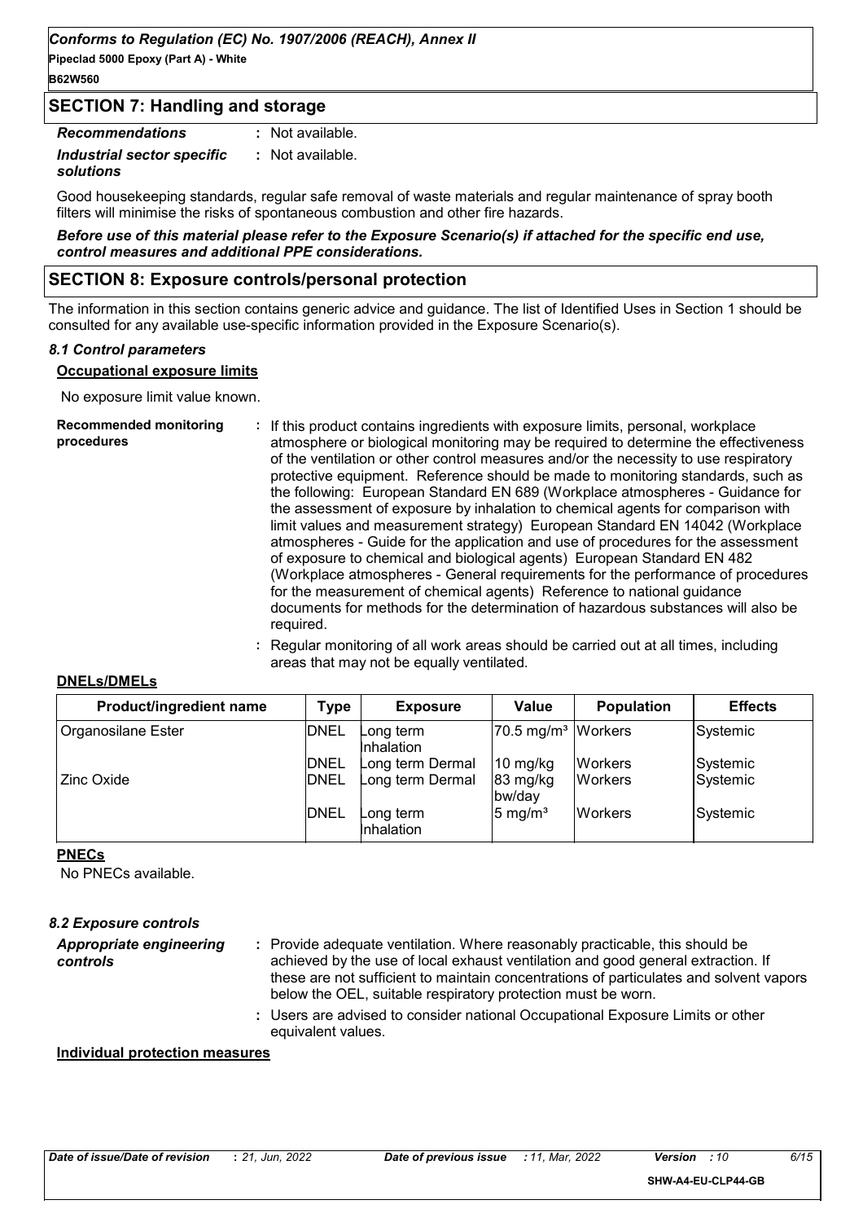## SECTION 7: Handling and storage

***Recommendations*** : Not available.

***Industrial sector specific solutions*** : Not available.

Good housekeeping standards, regular safe removal of waste materials and regular maintenance of spray booth filters will minimise the risks of spontaneous combustion and other fire hazards.

***Before use of this material please refer to the Exposure Scenario(s) if attached for the specific end use, control measures and additional PPE considerations.***

## SECTION 8: Exposure controls/personal protection

The information in this section contains generic advice and guidance. The list of Identified Uses in Section 1 should be consulted for any available use-specific information provided in the Exposure Scenario(s).

### *8.1 Control parameters*

**Occupational exposure limits**

No exposure limit value known.

**Recommended monitoring procedures** : If this product contains ingredients with exposure limits, personal, workplace atmosphere or biological monitoring may be required to determine the effectiveness of the ventilation or other control measures and/or the necessity to use respiratory protective equipment. Reference should be made to monitoring standards, such as the following: European Standard EN 689 (Workplace atmospheres - Guidance for the assessment of exposure by inhalation to chemical agents for comparison with limit values and measurement strategy) European Standard EN 14042 (Workplace atmospheres - Guide for the application and use of procedures for the assessment of exposure to chemical and biological agents) European Standard EN 482 (Workplace atmospheres - General requirements for the performance of procedures for the measurement of chemical agents) Reference to national guidance documents for methods for the determination of hazardous substances will also be required.

: Regular monitoring of all work areas should be carried out at all times, including areas that may not be equally ventilated.

**DNELs/DMELs**

| Product/ingredient name | Type | Exposure | Value | Population | Effects |
|---|---|---|---|---|---|
| Organosilane Ester | DNEL | Long term Inhalation | 70.5 mg/m³ | Workers | Systemic |
| | DNEL | Long term Dermal | 10 mg/kg | Workers | Systemic |
| Zinc Oxide | DNEL | Long term Dermal | 83 mg/kg bw/day | Workers | Systemic |
| | DNEL | Long term Inhalation | 5 mg/m³ | Workers | Systemic |

**PNECs**

No PNECs available.

### *8.2 Exposure controls*

***Appropriate engineering controls*** : Provide adequate ventilation. Where reasonably practicable, this should be achieved by the use of local exhaust ventilation and good general extraction. If these are not sufficient to maintain concentrations of particulates and solvent vapors below the OEL, suitable respiratory protection must be worn.

: Users are advised to consider national Occupational Exposure Limits or other equivalent values.

**Individual protection measures**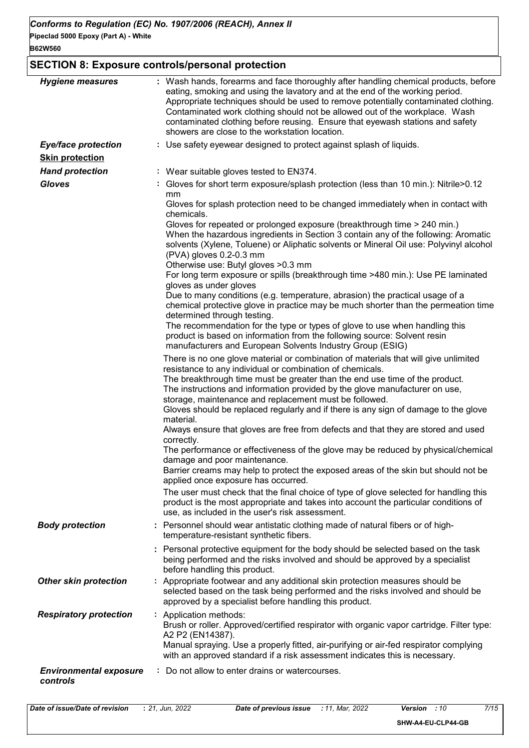## SECTION 8: Exposure controls/personal protection

| | |
|---|---|
| ***Hygiene measures*** | : Wash hands, forearms and face thoroughly after handling chemical products, before eating, smoking and using the lavatory and at the end of the working period. Appropriate techniques should be used to remove potentially contaminated clothing. Contaminated work clothing should not be allowed out of the workplace. Wash contaminated clothing before reusing. Ensure that eyewash stations and safety showers are close to the workstation location. |
| ***Eye/face protection*** | : Use safety eyewear designed to protect against splash of liquids. |
| ***<u>Skin protection</u>*** | |
| ***Hand protection*** | : Wear suitable gloves tested to EN374. |
| ***Gloves*** | : Gloves for short term exposure/splash protection (less than 10 min.): Nitrile>0.12 mm<br>Gloves for splash protection need to be changed immediately when in contact with chemicals.<br>Gloves for repeated or prolonged exposure (breakthrough time > 240 min.)<br>When the hazardous ingredients in Section 3 contain any of the following: Aromatic solvents (Xylene, Toluene) or Aliphatic solvents or Mineral Oil use: Polyvinyl alcohol (PVA) gloves 0.2-0.3 mm<br>Otherwise use: Butyl gloves >0.3 mm<br>For long term exposure or spills (breakthrough time >480 min.): Use PE laminated gloves as under gloves<br>Due to many conditions (e.g. temperature, abrasion) the practical usage of a chemical protective glove in practice may be much shorter than the permeation time determined through testing.<br>The recommendation for the type or types of glove to use when handling this product is based on information from the following source: Solvent resin manufacturers and European Solvents Industry Group (ESIG)<br><br>There is no one glove material or combination of materials that will give unlimited resistance to any individual or combination of chemicals.<br>The breakthrough time must be greater than the end use time of the product.<br>The instructions and information provided by the glove manufacturer on use, storage, maintenance and replacement must be followed.<br>Gloves should be replaced regularly and if there is any sign of damage to the glove material.<br>Always ensure that gloves are free from defects and that they are stored and used correctly.<br>The performance or effectiveness of the glove may be reduced by physical/chemical damage and poor maintenance.<br>Barrier creams may help to protect the exposed areas of the skin but should not be applied once exposure has occurred.<br>The user must check that the final choice of type of glove selected for handling this product is the most appropriate and takes into account the particular conditions of use, as included in the user's risk assessment. |
| ***Body protection*** | : Personnel should wear antistatic clothing made of natural fibers or of high-temperature-resistant synthetic fibers. |
| | : Personal protective equipment for the body should be selected based on the task being performed and the risks involved and should be approved by a specialist before handling this product. |
| ***Other skin protection*** | : Appropriate footwear and any additional skin protection measures should be selected based on the task being performed and the risks involved and should be approved by a specialist before handling this product. |
| ***Respiratory protection*** | : Application methods:<br>Brush or roller. Approved/certified respirator with organic vapor cartridge. Filter type: A2 P2 (EN14387).<br>Manual spraying. Use a properly fitted, air-purifying or air-fed respirator complying with an approved standard if a risk assessment indicates this is necessary. |
| ***Environmental exposure controls*** | : Do not allow to enter drains or watercourses. |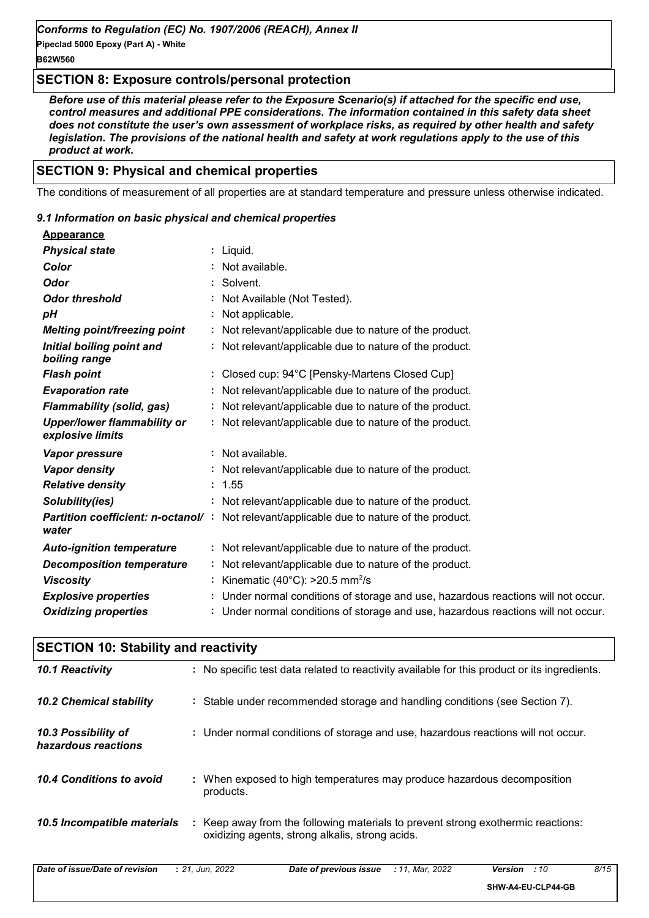## SECTION 8: Exposure controls/personal protection

***Before use of this material please refer to the Exposure Scenario(s) if attached for the specific end use, control measures and additional PPE considerations. The information contained in this safety data sheet does not constitute the user's own assessment of workplace risks, as required by other health and safety legislation. The provisions of the national health and safety at work regulations apply to the use of this product at work.***

## SECTION 9: Physical and chemical properties

The conditions of measurement of all properties are at standard temperature and pressure unless otherwise indicated.

### *9.1 Information on basic physical and chemical properties*

**Appearance**

| | |
|---|---|
| ***Physical state*** | : Liquid. |
| ***Color*** | : Not available. |
| ***Odor*** | : Solvent. |
| ***Odor threshold*** | : Not Available (Not Tested). |
| ***pH*** | : Not applicable. |
| ***Melting point/freezing point*** | : Not relevant/applicable due to nature of the product. |
| ***Initial boiling point and boiling range*** | : Not relevant/applicable due to nature of the product. |
| ***Flash point*** | : Closed cup: 94°C [Pensky-Martens Closed Cup] |
| ***Evaporation rate*** | : Not relevant/applicable due to nature of the product. |
| ***Flammability (solid, gas)*** | : Not relevant/applicable due to nature of the product. |
| ***Upper/lower flammability or explosive limits*** | : Not relevant/applicable due to nature of the product. |
| ***Vapor pressure*** | : Not available. |
| ***Vapor density*** | : Not relevant/applicable due to nature of the product. |
| ***Relative density*** | : 1.55 |
| ***Solubility(ies)*** | : Not relevant/applicable due to nature of the product. |
| ***Partition coefficient: n-octanol/water*** | : Not relevant/applicable due to nature of the product. |
| ***Auto-ignition temperature*** | : Not relevant/applicable due to nature of the product. |
| ***Decomposition temperature*** | : Not relevant/applicable due to nature of the product. |
| ***Viscosity*** | : Kinematic (40°C): >20.5 $mm^2/s$ |
| ***Explosive properties*** | : Under normal conditions of storage and use, hazardous reactions will not occur. |
| ***Oxidizing properties*** | : Under normal conditions of storage and use, hazardous reactions will not occur. |

## SECTION 10: Stability and reactivity

| | |
|---|---|
| ***10.1 Reactivity*** | : No specific test data related to reactivity available for this product or its ingredients. |
| ***10.2 Chemical stability*** | : Stable under recommended storage and handling conditions (see Section 7). |
| ***10.3 Possibility of hazardous reactions*** | : Under normal conditions of storage and use, hazardous reactions will not occur. |
| ***10.4 Conditions to avoid*** | : When exposed to high temperatures may produce hazardous decomposition products. |
| ***10.5 Incompatible materials*** | : Keep away from the following materials to prevent strong exothermic reactions: oxidizing agents, strong alkalis, strong acids. |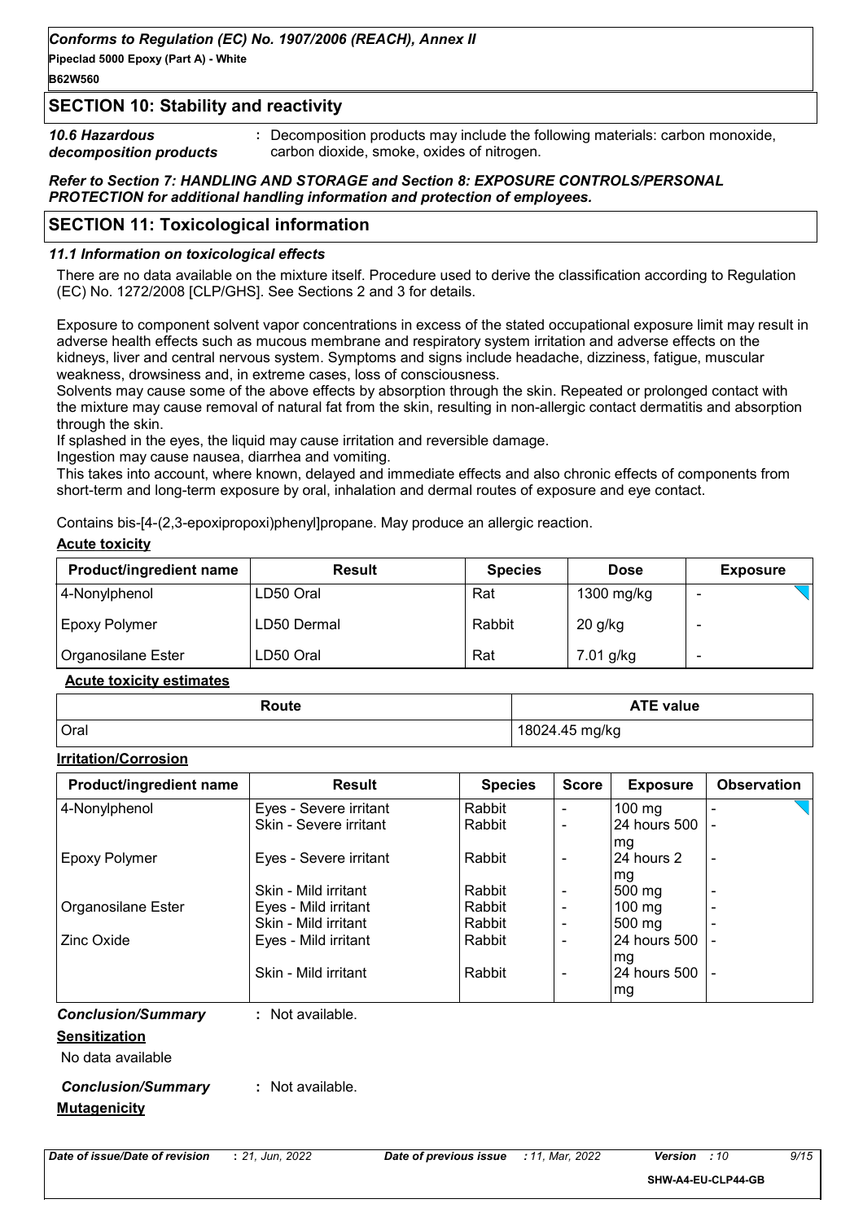## SECTION 10: Stability and reactivity

***10.6 Hazardous decomposition products*** : Decomposition products may include the following materials: carbon monoxide, carbon dioxide, smoke, oxides of nitrogen.

***Refer to Section 7: HANDLING AND STORAGE and Section 8: EXPOSURE CONTROLS/PERSONAL PROTECTION for additional handling information and protection of employees.***

## SECTION 11: Toxicological information

### *11.1 Information on toxicological effects*

There are no data available on the mixture itself. Procedure used to derive the classification according to Regulation (EC) No. 1272/2008 [CLP/GHS]. See Sections 2 and 3 for details.

Exposure to component solvent vapor concentrations in excess of the stated occupational exposure limit may result in adverse health effects such as mucous membrane and respiratory system irritation and adverse effects on the kidneys, liver and central nervous system. Symptoms and signs include headache, dizziness, fatigue, muscular weakness, drowsiness and, in extreme cases, loss of consciousness.
Solvents may cause some of the above effects by absorption through the skin. Repeated or prolonged contact with the mixture may cause removal of natural fat from the skin, resulting in non-allergic contact dermatitis and absorption through the skin.
If splashed in the eyes, the liquid may cause irritation and reversible damage.
Ingestion may cause nausea, diarrhea and vomiting.
This takes into account, where known, delayed and immediate effects and also chronic effects of components from short-term and long-term exposure by oral, inhalation and dermal routes of exposure and eye contact.

Contains bis-[4-(2,3-epoxipropoxi)phenyl]propane. May produce an allergic reaction.

**Acute toxicity**

| Product/ingredient name | Result | Species | Dose | Exposure |
|---|---|---|---|---|
| 4-Nonylphenol | LD50 Oral | Rat | 1300 mg/kg | - |
| Epoxy Polymer | LD50 Dermal | Rabbit | 20 g/kg | - |
| Organosilane Ester | LD50 Oral | Rat | 7.01 g/kg | - |

**Acute toxicity estimates**

| Route | ATE value |
|---|---|
| Oral | 18024.45 mg/kg |

**Irritation/Corrosion**

| Product/ingredient name | Result | Species | Score | Exposure | Observation |
|---|---|---|---|---|---|
| 4-Nonylphenol | Eyes - Severe irritant | Rabbit | - | 100 mg | - |
| | Skin - Severe irritant | Rabbit | - | 24 hours 500 mg | - |
| Epoxy Polymer | Eyes - Severe irritant | Rabbit | - | 24 hours 2 mg | - |
| | Skin - Mild irritant | Rabbit | - | 500 mg | - |
| Organosilane Ester | Eyes - Mild irritant | Rabbit | - | 100 mg | - |
| | Skin - Mild irritant | Rabbit | - | 500 mg | - |
| Zinc Oxide | Eyes - Mild irritant | Rabbit | - | 24 hours 500 mg | - |
| | Skin - Mild irritant | Rabbit | - | 24 hours 500 mg | - |

***Conclusion/Summary*** : Not available.

**Sensitization**

No data available

***Conclusion/Summary*** : Not available.

**Mutagenicity**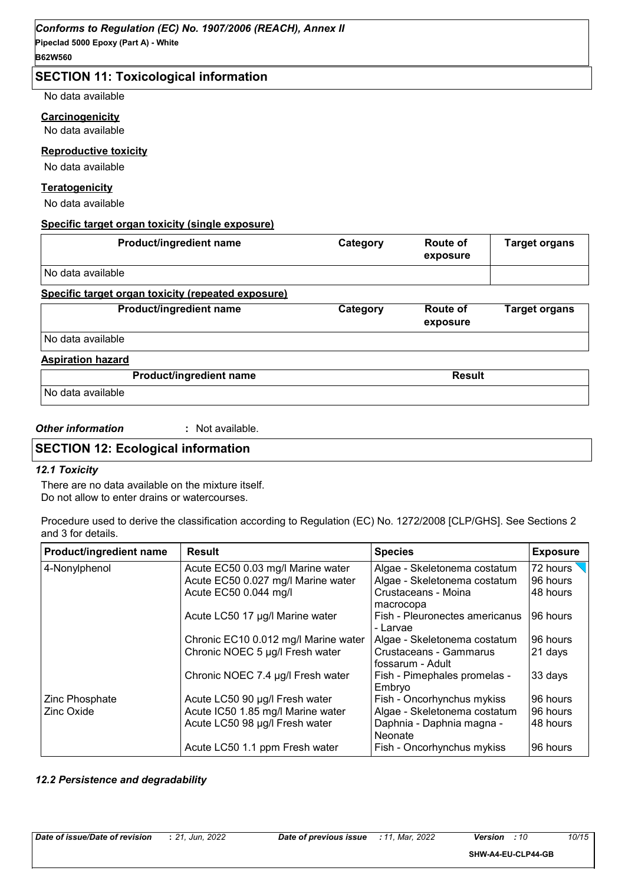## SECTION 11: Toxicological information

No data available

**Carcinogenicity**

No data available

**Reproductive toxicity**

No data available

**Teratogenicity**

No data available

**Specific target organ toxicity (single exposure)**

| Product/ingredient name | Category | Route of exposure | Target organs |
|---|---|---|---|
| No data available | | | |

**Specific target organ toxicity (repeated exposure)**

| Product/ingredient name | Category | Route of exposure | Target organs |
|---|---|---|---|
| No data available | | | |

**Aspiration hazard**

| Product/ingredient name | Result |
|---|---|
| No data available | |

***Other information*** : Not available.

## SECTION 12: Ecological information

### *12.1 Toxicity*

There are no data available on the mixture itself.
Do not allow to enter drains or watercourses.

Procedure used to derive the classification according to Regulation (EC) No. 1272/2008 [CLP/GHS]. See Sections 2 and 3 for details.

| Product/ingredient name | Result | Species | Exposure |
|---|---|---|---|
| 4-Nonylphenol | Acute EC50 0.03 mg/l Marine water | Algae - Skeletonema costatum | 72 hours |
| | Acute EC50 0.027 mg/l Marine water | Algae - Skeletonema costatum | 96 hours |
| | Acute EC50 0.044 mg/l | Crustaceans - Moina macrocopa | 48 hours |
| | Acute LC50 17 µg/l Marine water | Fish - Pleuronectes americanus - Larvae | 96 hours |
| | Chronic EC10 0.012 mg/l Marine water | Algae - Skeletonema costatum | 96 hours |
| | Chronic NOEC 5 µg/l Fresh water | Crustaceans - Gammarus fossarum - Adult | 21 days |
| | Chronic NOEC 7.4 µg/l Fresh water | Fish - Pimephales promelas - Embryo | 33 days |
| Zinc Phosphate | Acute LC50 90 µg/l Fresh water | Fish - Oncorhynchus mykiss | 96 hours |
| Zinc Oxide | Acute IC50 1.85 mg/l Marine water | Algae - Skeletonema costatum | 96 hours |
| | Acute LC50 98 µg/l Fresh water | Daphnia - Daphnia magna - Neonate | 48 hours |
| | Acute LC50 1.1 ppm Fresh water | Fish - Oncorhynchus mykiss | 96 hours |

### *12.2 Persistence and degradability*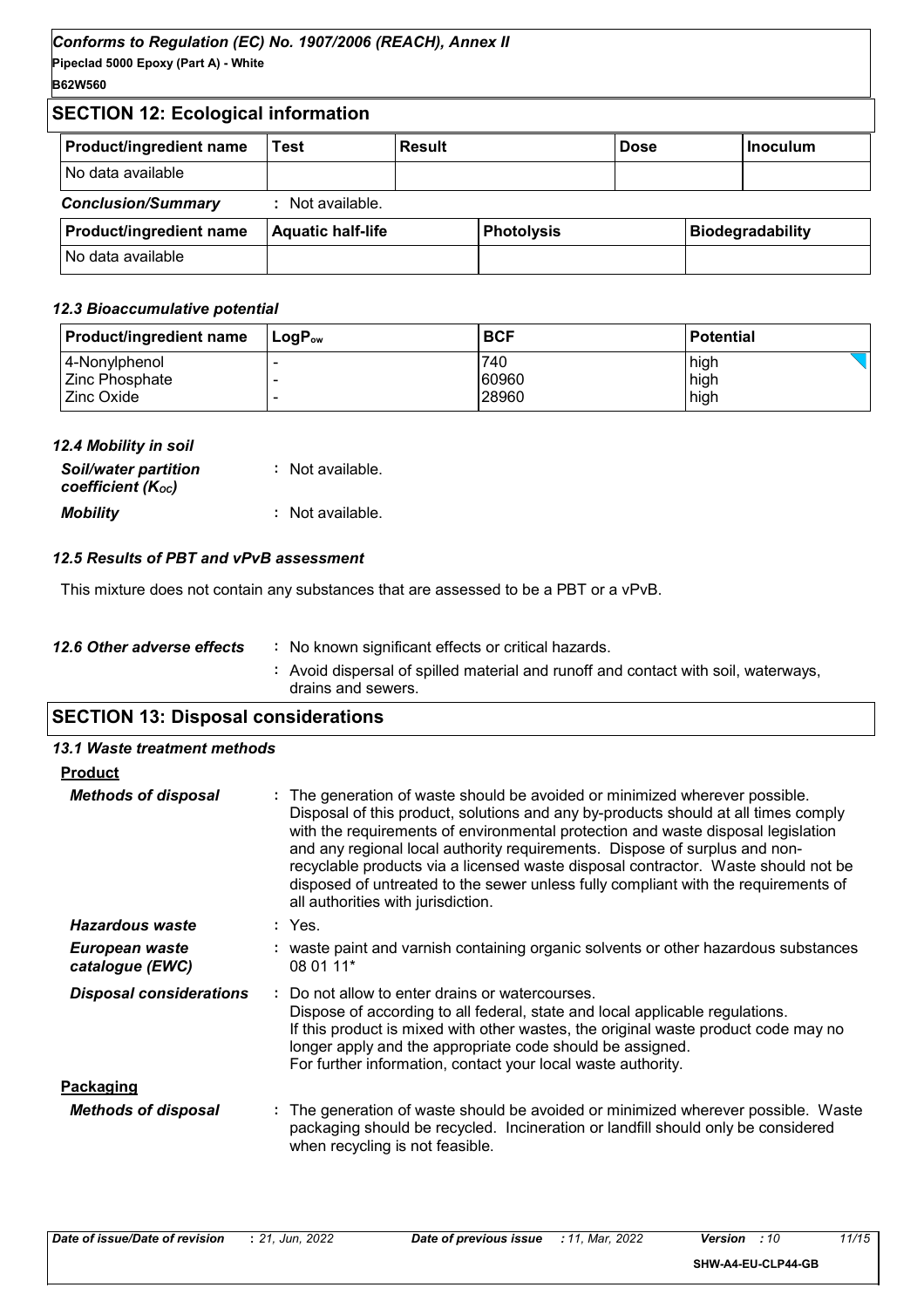## SECTION 12: Ecological information

| Product/ingredient name | Test | Result | Dose | Inoculum |
|---|---|---|---|---|
| No data available | | | | |

***Conclusion/Summary*** : Not available.

| Product/ingredient name | Aquatic half-life | Photolysis | Biodegradability |
|---|---|---|---|
| No data available | | | |

### *12.3 Bioaccumulative potential*

| Product/ingredient name | $LogP_{ow}$ | BCF | Potential |
|---|---|---|---|
| 4-Nonylphenol | - | 740 | high |
| Zinc Phosphate | - | 60960 | high |
| Zinc Oxide | - | 28960 | high |

### *12.4 Mobility in soil*

***Soil/water partition coefficient ($K_{OC}$)*** : Not available.

***Mobility*** : Not available.

### *12.5 Results of PBT and vPvB assessment*

This mixture does not contain any substances that are assessed to be a PBT or a vPvB.

***12.6 Other adverse effects*** : No known significant effects or critical hazards.

: Avoid dispersal of spilled material and runoff and contact with soil, waterways, drains and sewers.

## SECTION 13: Disposal considerations

### *13.1 Waste treatment methods*

**Product**

***Methods of disposal*** : The generation of waste should be avoided or minimized wherever possible. Disposal of this product, solutions and any by-products should at all times comply with the requirements of environmental protection and waste disposal legislation and any regional local authority requirements. Dispose of surplus and non-recyclable products via a licensed waste disposal contractor. Waste should not be disposed of untreated to the sewer unless fully compliant with the requirements of all authorities with jurisdiction.

***Hazardous waste*** : Yes.

***European waste catalogue (EWC)*** : waste paint and varnish containing organic solvents or other hazardous substances 08 01 11*

***Disposal considerations*** : Do not allow to enter drains or watercourses.
Dispose of according to all federal, state and local applicable regulations.
If this product is mixed with other wastes, the original waste product code may no longer apply and the appropriate code should be assigned.
For further information, contact your local waste authority.

**Packaging**

***Methods of disposal*** : The generation of waste should be avoided or minimized wherever possible. Waste packaging should be recycled. Incineration or landfill should only be considered when recycling is not feasible.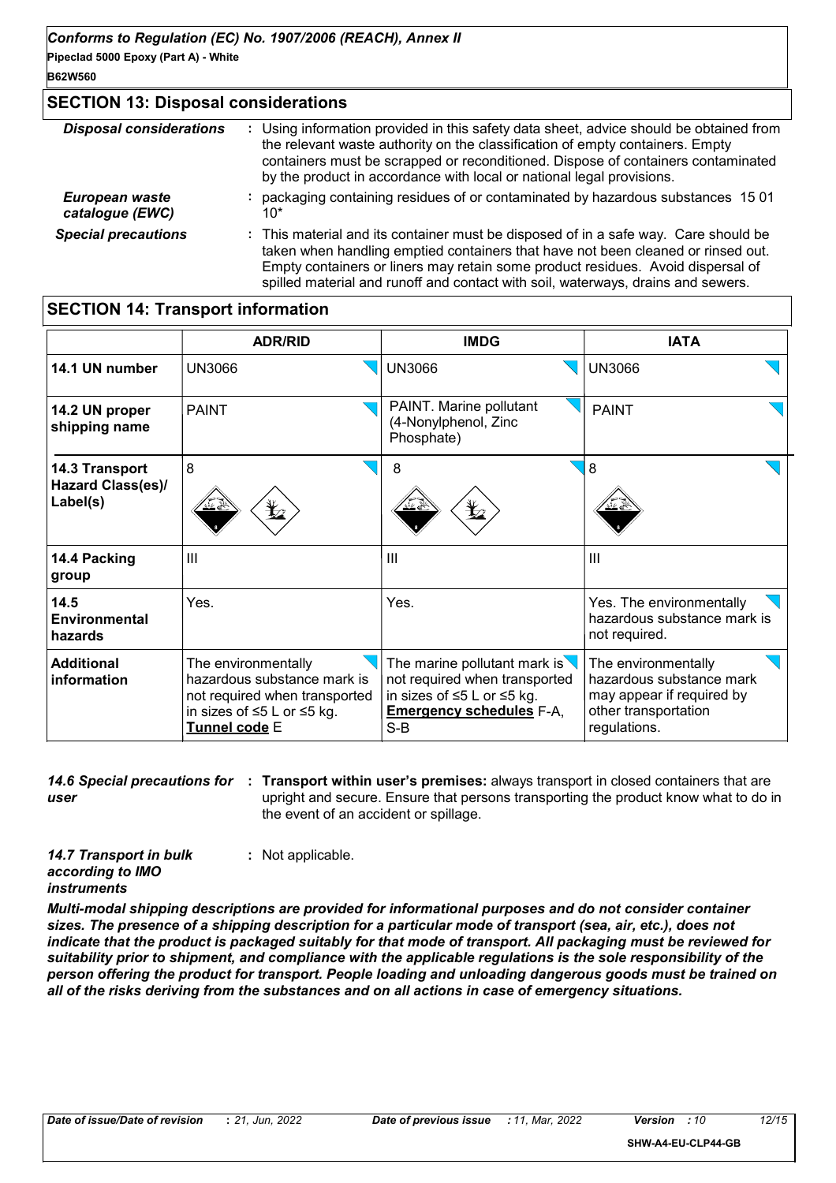## SECTION 13: Disposal considerations

| | |
|---|---|
| ***Disposal considerations*** | : Using information provided in this safety data sheet, advice should be obtained from the relevant waste authority on the classification of empty containers. Empty containers must be scrapped or reconditioned. Dispose of containers contaminated by the product in accordance with local or national legal provisions. |
| ***European waste catalogue (EWC)*** | : packaging containing residues of or contaminated by hazardous substances 15 01 10* |
| ***Special precautions*** | : This material and its container must be disposed of in a safe way. Care should be taken when handling emptied containers that have not been cleaned or rinsed out. Empty containers or liners may retain some product residues. Avoid dispersal of spilled material and runoff and contact with soil, waterways, drains and sewers. |

## SECTION 14: Transport information

| | ADR/RID | IMDG | IATA |
|---|---|---|---|
| **14.1 UN number** | UN3066 | UN3066 | UN3066 |
| **14.2 UN proper shipping name** | PAINT | PAINT. Marine pollutant (4-Nonylphenol, Zinc Phosphate) | PAINT |
| **14.3 Transport Hazard Class(es)/ Label(s)** | 8 | 8 | 8 |
| **14.4 Packing group** | III | III | III |
| **14.5 Environmental hazards** | Yes. | Yes. | Yes. The environmentally hazardous substance mark is not required. |
| **Additional information** | The environmentally hazardous substance mark is not required when transported in sizes of ≤5 L or ≤5 kg. **Tunnel code** E | The marine pollutant mark is not required when transported in sizes of ≤5 L or ≤5 kg. **Emergency schedules** F-A, S-B | The environmentally hazardous substance mark may appear if required by other transportation regulations. |

***14.6 Special precautions for user*** : **Transport within user's premises:** always transport in closed containers that are upright and secure. Ensure that persons transporting the product know what to do in the event of an accident or spillage.

***14.7 Transport in bulk according to IMO instruments*** : Not applicable.

***Multi-modal shipping descriptions are provided for informational purposes and do not consider container sizes. The presence of a shipping description for a particular mode of transport (sea, air, etc.), does not indicate that the product is packaged suitably for that mode of transport. All packaging must be reviewed for suitability prior to shipment, and compliance with the applicable regulations is the sole responsibility of the person offering the product for transport. People loading and unloading dangerous goods must be trained on all of the risks deriving from the substances and on all actions in case of emergency situations.***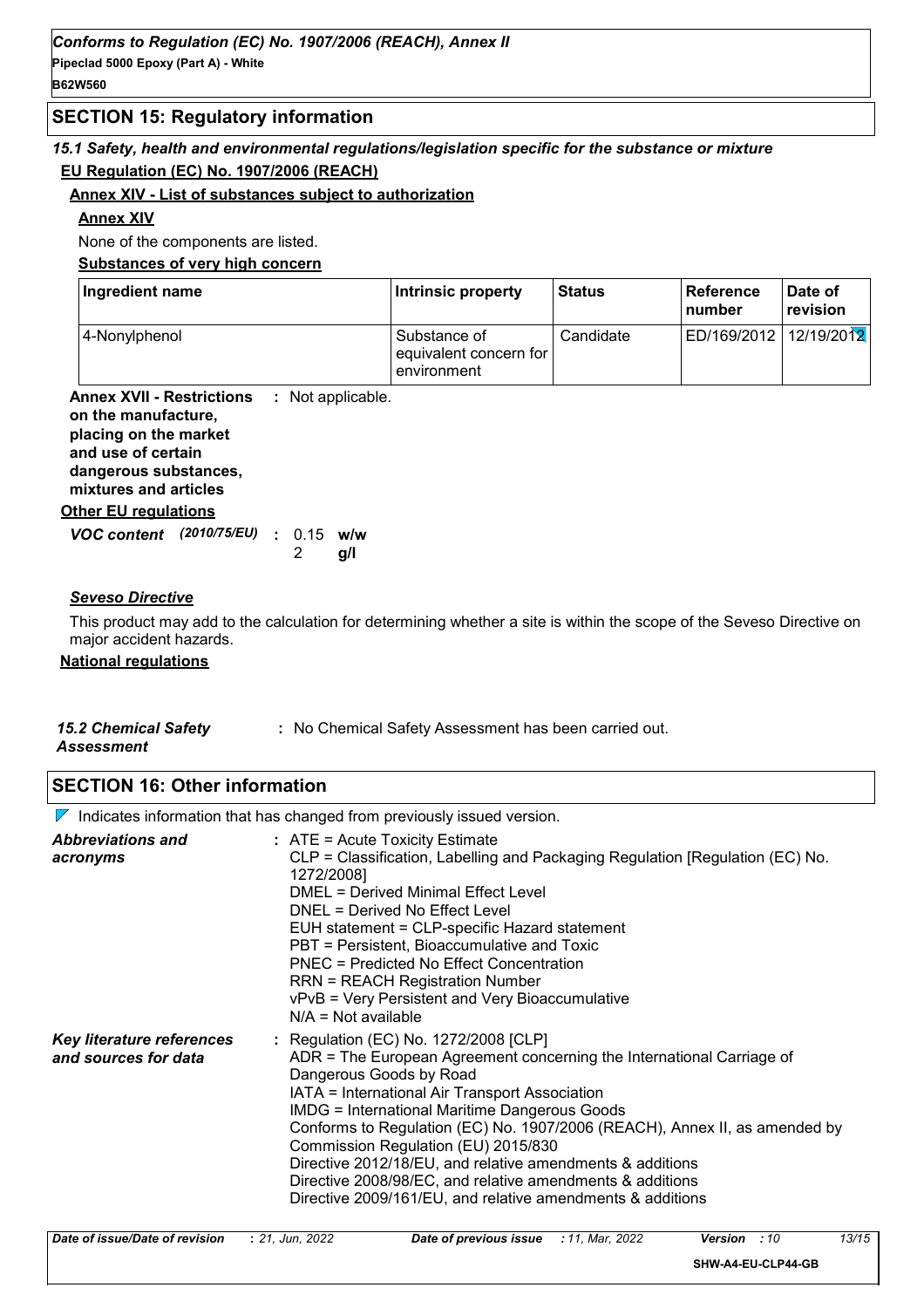## SECTION 15: Regulatory information

### *15.1 Safety, health and environmental regulations/legislation specific for the substance or mixture*

**EU Regulation (EC) No. 1907/2006 (REACH)**

**Annex XIV - List of substances subject to authorization**

**Annex XIV**

None of the components are listed.

**Substances of very high concern**

| Ingredient name | Intrinsic property | Status | Reference number | Date of revision |
|---|---|---|---|---|
| 4-Nonylphenol | Substance of equivalent concern for environment | Candidate | ED/169/2012 | 12/19/2012 |

**Annex XVII - Restrictions on the manufacture, placing on the market and use of certain dangerous substances, mixtures and articles** : Not applicable.

**Other EU regulations**

*VOC content (2010/75/EU)* : 0.15 w/w
2 g/l

***Seveso Directive***

This product may add to the calculation for determining whether a site is within the scope of the Seveso Directive on major accident hazards.

**National regulations**

***15.2 Chemical Safety Assessment*** : No Chemical Safety Assessment has been carried out.

## SECTION 16: Other information

Indicates information that has changed from previously issued version.

***Abbreviations and acronyms*** :
ATE = Acute Toxicity Estimate
CLP = Classification, Labelling and Packaging Regulation [Regulation (EC) No. 1272/2008]
DMEL = Derived Minimal Effect Level
DNEL = Derived No Effect Level
EUH statement = CLP-specific Hazard statement
PBT = Persistent, Bioaccumulative and Toxic
PNEC = Predicted No Effect Concentration
RRN = REACH Registration Number
vPvB = Very Persistent and Very Bioaccumulative
N/A = Not available

***Key literature references and sources for data*** :
Regulation (EC) No. 1272/2008 [CLP]
ADR = The European Agreement concerning the International Carriage of Dangerous Goods by Road
IATA = International Air Transport Association
IMDG = International Maritime Dangerous Goods
Conforms to Regulation (EC) No. 1907/2006 (REACH), Annex II, as amended by Commission Regulation (EU) 2015/830
Directive 2012/18/EU, and relative amendments & additions
Directive 2008/98/EC, and relative amendments & additions
Directive 2009/161/EU, and relative amendments & additions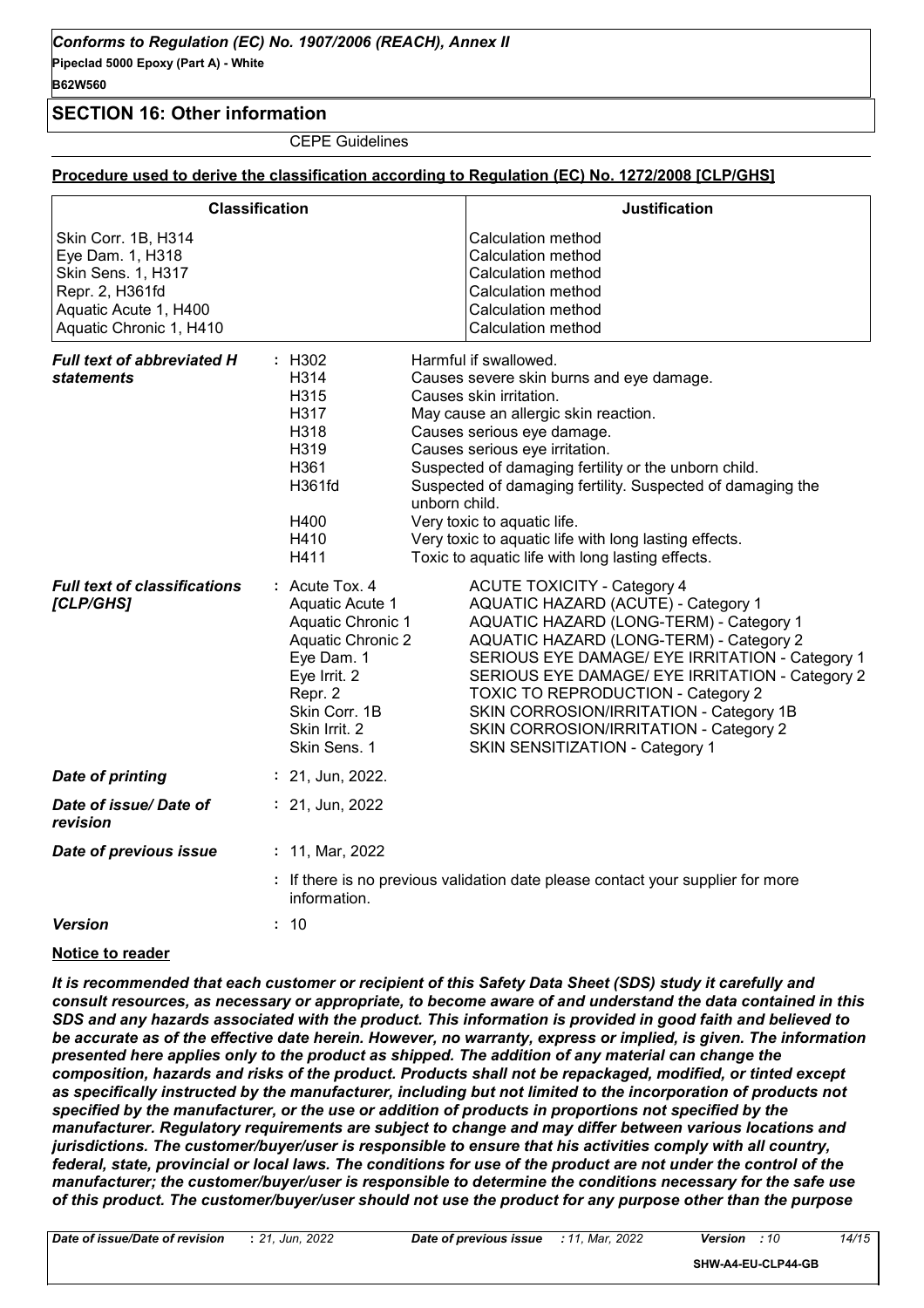## SECTION 16: Other information

CEPE Guidelines

**Procedure used to derive the classification according to Regulation (EC) No. 1272/2008 [CLP/GHS]**

| Classification | Justification |
|---|---|
| Skin Corr. 1B, H314 | Calculation method |
| Eye Dam. 1, H318 | Calculation method |
| Skin Sens. 1, H317 | Calculation method |
| Repr. 2, H361fd | Calculation method |
| Aquatic Acute 1, H400 | Calculation method |
| Aquatic Chronic 1, H410 | Calculation method |

***Full text of abbreviated H statements*** :

| | | |
|---|---|---|
| H302 | Harmful if swallowed. |
| H314 | Causes severe skin burns and eye damage. |
| H315 | Causes skin irritation. |
| H317 | May cause an allergic skin reaction. |
| H318 | Causes serious eye damage. |
| H319 | Causes serious eye irritation. |
| H361 | Suspected of damaging fertility or the unborn child. |
| H361fd | Suspected of damaging fertility. Suspected of damaging the unborn child. |
| H400 | Very toxic to aquatic life. |
| H410 | Very toxic to aquatic life with long lasting effects. |
| H411 | Toxic to aquatic life with long lasting effects. |

***Full text of classifications [CLP/GHS]*** :

| | |
|---|---|
| Acute Tox. 4 | ACUTE TOXICITY - Category 4 |
| Aquatic Acute 1 | AQUATIC HAZARD (ACUTE) - Category 1 |
| Aquatic Chronic 1 | AQUATIC HAZARD (LONG-TERM) - Category 1 |
| Aquatic Chronic 2 | AQUATIC HAZARD (LONG-TERM) - Category 2 |
| Eye Dam. 1 | SERIOUS EYE DAMAGE/ EYE IRRITATION - Category 1 |
| Eye Irrit. 2 | SERIOUS EYE DAMAGE/ EYE IRRITATION - Category 2 |
| Repr. 2 | TOXIC TO REPRODUCTION - Category 2 |
| Skin Corr. 1B | SKIN CORROSION/IRRITATION - Category 1B |
| Skin Irrit. 2 | SKIN CORROSION/IRRITATION - Category 2 |
| Skin Sens. 1 | SKIN SENSITIZATION - Category 1 |

***Date of printing*** : 21, Jun, 2022.

***Date of issue/ Date of revision*** : 21, Jun, 2022

***Date of previous issue*** : 11, Mar, 2022

: If there is no previous validation date please contact your supplier for more information.

***Version*** : 10

**Notice to reader**

***It is recommended that each customer or recipient of this Safety Data Sheet (SDS) study it carefully and consult resources, as necessary or appropriate, to become aware of and understand the data contained in this SDS and any hazards associated with the product. This information is provided in good faith and believed to be accurate as of the effective date herein. However, no warranty, express or implied, is given. The information presented here applies only to the product as shipped. The addition of any material can change the composition, hazards and risks of the product. Products shall not be repackaged, modified, or tinted except as specifically instructed by the manufacturer, including but not limited to the incorporation of products not specified by the manufacturer, or the use or addition of products in proportions not specified by the manufacturer. Regulatory requirements are subject to change and may differ between various locations and jurisdictions. The customer/buyer/user is responsible to ensure that his activities comply with all country, federal, state, provincial or local laws. The conditions for use of the product are not under the control of the manufacturer; the customer/buyer/user is responsible to determine the conditions necessary for the safe use of this product. The customer/buyer/user should not use the product for any purpose other than the purpose***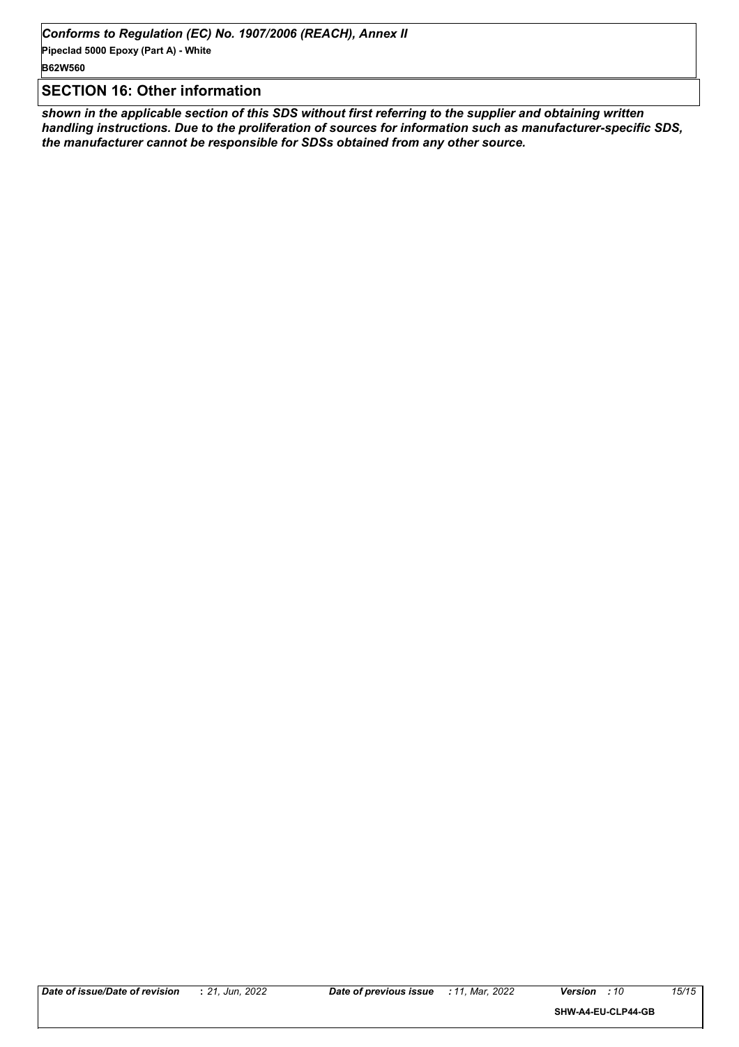## SECTION 16: Other information

***shown in the applicable section of this SDS without first referring to the supplier and obtaining written handling instructions. Due to the proliferation of sources for information such as manufacturer-specific SDS, the manufacturer cannot be responsible for SDSs obtained from any other source.***